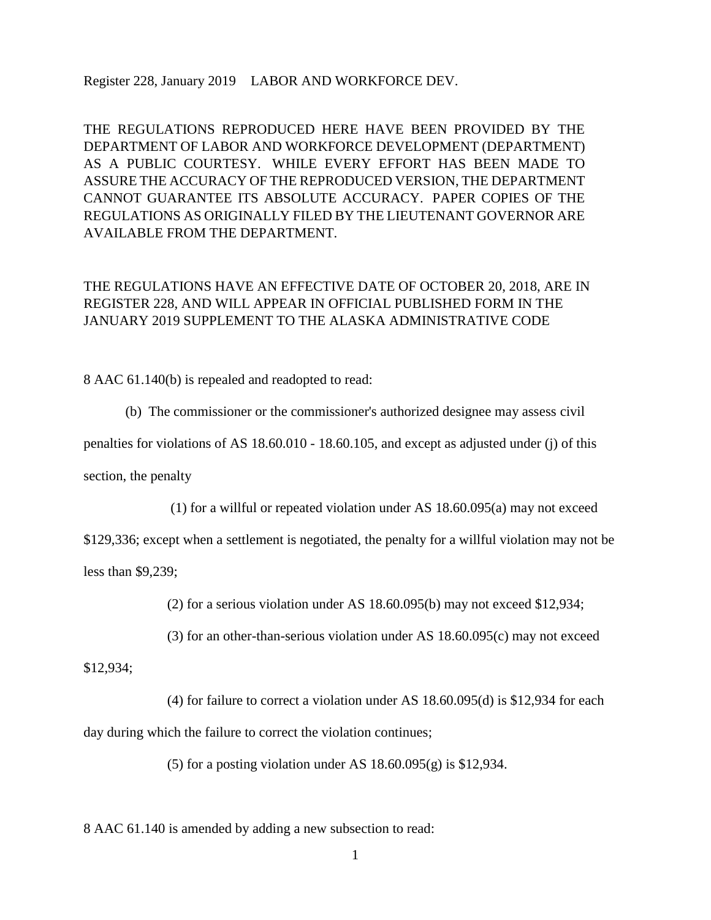Register 228, January 2019 LABOR AND WORKFORCE DEV.

THE REGULATIONS REPRODUCED HERE HAVE BEEN PROVIDED BY THE DEPARTMENT OF LABOR AND WORKFORCE DEVELOPMENT (DEPARTMENT) AS A PUBLIC COURTESY. WHILE EVERY EFFORT HAS BEEN MADE TO ASSURE THE ACCURACY OF THE REPRODUCED VERSION, THE DEPARTMENT CANNOT GUARANTEE ITS ABSOLUTE ACCURACY. PAPER COPIES OF THE REGULATIONS AS ORIGINALLY FILED BY THE LIEUTENANT GOVERNOR ARE AVAILABLE FROM THE DEPARTMENT.

THE REGULATIONS HAVE AN EFFECTIVE DATE OF OCTOBER 20, 2018, ARE IN REGISTER 228, AND WILL APPEAR IN OFFICIAL PUBLISHED FORM IN THE JANUARY 2019 SUPPLEMENT TO THE ALASKA ADMINISTRATIVE CODE

8 AAC 61.140(b) is repealed and readopted to read:

(b) The commissioner or the commissioner's authorized designee may assess civil penalties for violations of AS 18.60.010 - 18.60.105, and except as adjusted under (j) of this section, the penalty

(1) for a willful or repeated violation under AS 18.60.095(a) may not exceed $129,336; except when a settlement is negotiated, the penalty for a willful violation may not be less than $9,239;

(2) for a serious violation under AS 18.60.095(b) may not exceed $12,934;

(3) for an other-than-serious violation under AS 18.60.095(c) may not exceed $12,934;

(4) for failure to correct a violation under AS 18.60.095(d) is $12,934 for each day during which the failure to correct the violation continues;

(5) for a posting violation under AS 18.60.095(g) is $12,934.

8 AAC 61.140 is amended by adding a new subsection to read: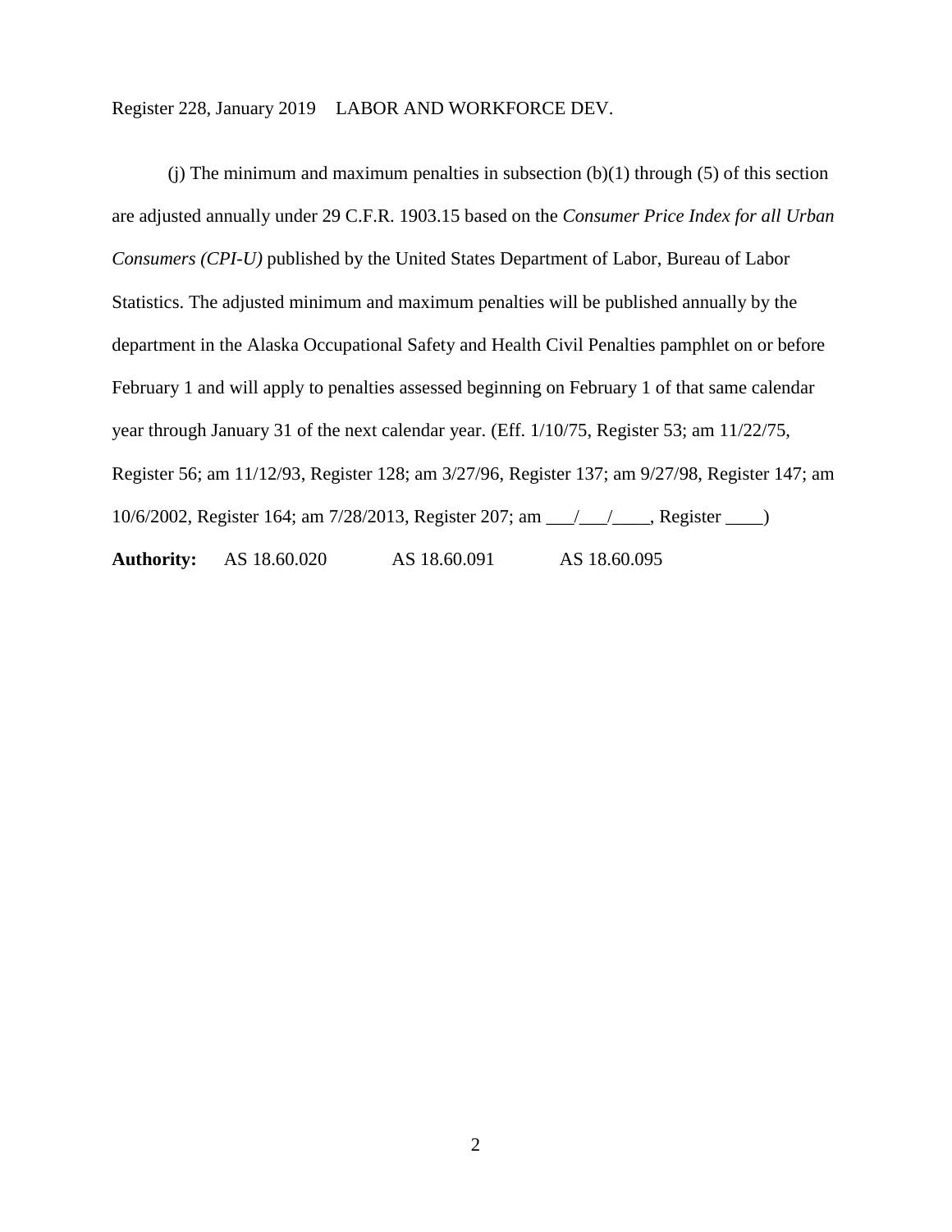(j) The minimum and maximum penalties in subsection (b)(1) through (5) of this section are adjusted annually under 29 C.F.R. 1903.15 based on the *Consumer Price Index for all Urban Consumers (CPI-U)* published by the United States Department of Labor, Bureau of Labor Statistics. The adjusted minimum and maximum penalties will be published annually by the department in the Alaska Occupational Safety and Health Civil Penalties pamphlet on or before February 1 and will apply to penalties assessed beginning on February 1 of that same calendar year through January 31 of the next calendar year. (Eff. 1/10/75, Register 53; am 11/22/75, Register 56; am 11/12/93, Register 128; am 3/27/96, Register 137; am 9/27/98, Register 147; am 10/6/2002, Register 164; am 7/28/2013, Register 207; am ___/___/____, Register ____)

**Authority:** AS 18.60.020 AS 18.60.091 AS 18.60.095